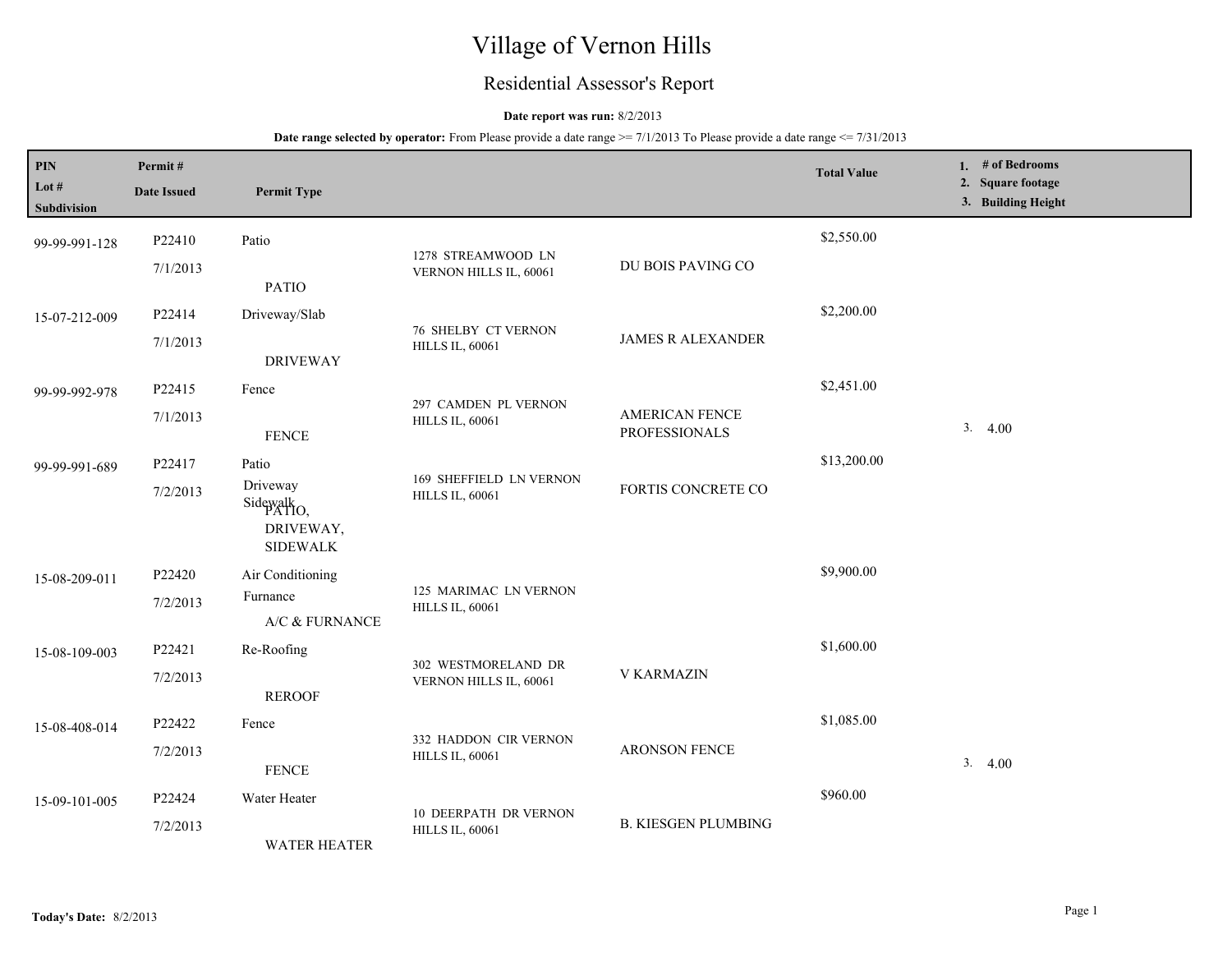# Village of Vernon Hills

## Residential Assessor's Report

**Date report was run:** 8/2/2013

**Date range selected by operator:** From Please provide a date range >= 7/1/2013 To Please provide a date range <= 7/31/2013

| PIN<br>Lot #<br>Subdivision | Permit #<br>Date Issued | Permit Type | | | Total Value | 1. # of Bedrooms<br>2. Square footage<br>3. Building Height |
|---|---|---|---|---|---|---|
| 99-99-991-128 | P22410<br>7/1/2013 | Patio<br>PATIO | 1278 STREAMWOOD LN VERNON HILLS IL, 60061 | DU BOIS PAVING CO | $2,550.00 | |
| 15-07-212-009 | P22414<br>7/1/2013 | Driveway/Slab<br>DRIVEWAY | 76 SHELBY CT VERNON HILLS IL, 60061 | JAMES R ALEXANDER | $2,200.00 | |
| 99-99-992-978 | P22415<br>7/1/2013 | Fence<br>FENCE | 297 CAMDEN PL VERNON HILLS IL, 60061 | AMERICAN FENCE PROFESSIONALS | $2,451.00 | 3. 4.00 |
| 99-99-991-689 | P22417<br>7/2/2013 | Patio<br>Driveway<br>Sidewalk<br>PATIO, DRIVEWAY, SIDEWALK | 169 SHEFFIELD LN VERNON HILLS IL, 60061 | FORTIS CONCRETE CO | $13,200.00 | |
| 15-08-209-011 | P22420<br>7/2/2013 | Air Conditioning<br>Furnace<br>A/C & FURNANCE | 125 MARIMAC LN VERNON HILLS IL, 60061 | | $9,900.00 | |
| 15-08-109-003 | P22421<br>7/2/2013 | Re-Roofing<br>REROOF | 302 WESTMORELAND DR VERNON HILLS IL, 60061 | V KARMAZIN | $1,600.00 | |
| 15-08-408-014 | P22422<br>7/2/2013 | Fence<br>FENCE | 332 HADDON CIR VERNON HILLS IL, 60061 | ARONSON FENCE | $1,085.00 | 3. 4.00 |
| 15-09-101-005 | P22424<br>7/2/2013 | Water Heater<br>WATER HEATER | 10 DEERPATH DR VERNON HILLS IL, 60061 | B. KIESGEN PLUMBING | $960.00 | |

**Today's Date:** 8/2/2013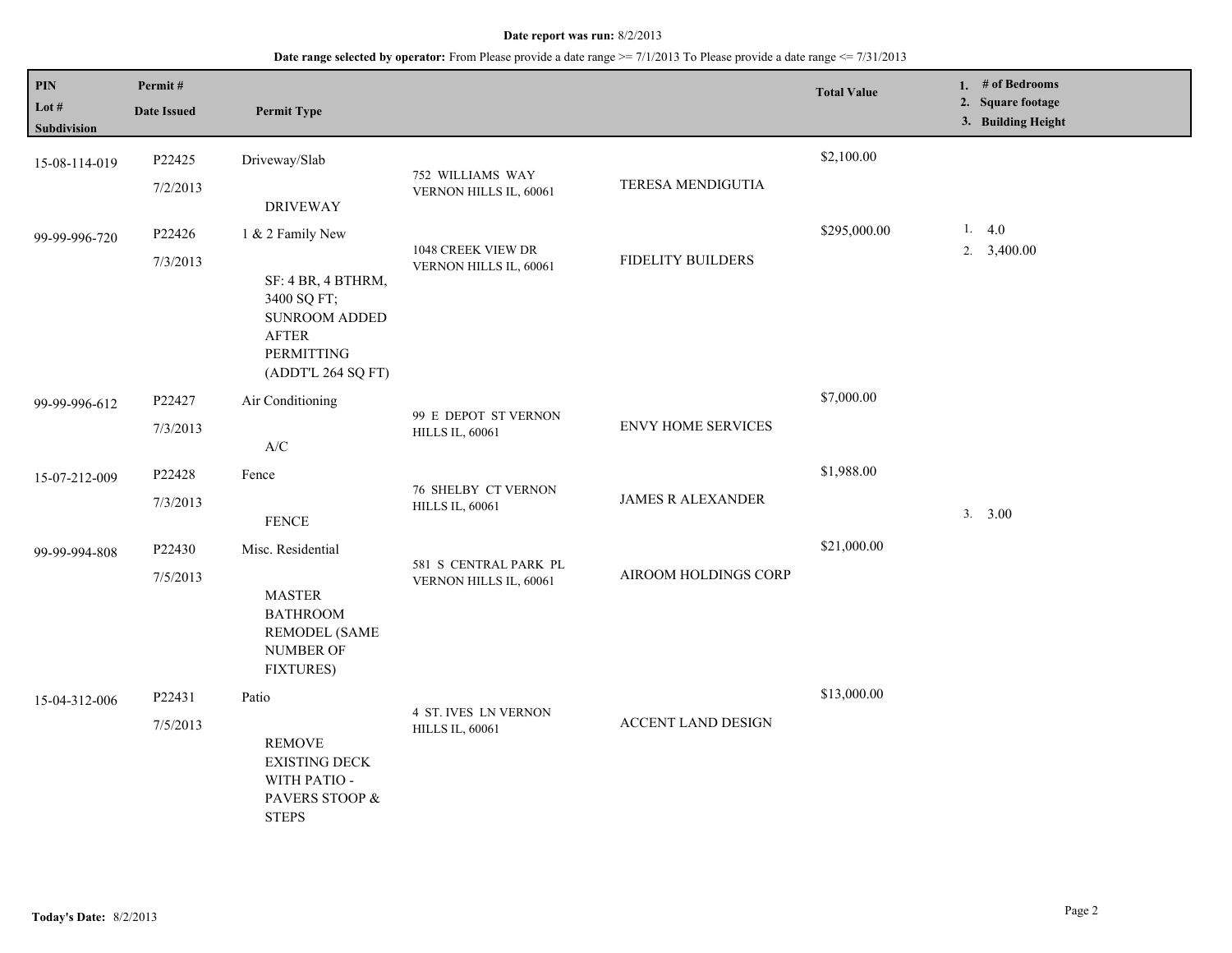**Date report was run:** 8/2/2013

**Date range selected by operator:** From Please provide a date range >= 7/1/2013 To Please provide a date range <= 7/31/2013

| PIN / Lot # / Subdivision | Permit # / Date Issued | Permit Type | | | Total Value | 1. # of Bedrooms / 2. Square footage / 3. Building Height |
|---|---|---|---|---|---|---|
| 15-08-114-019 | P22425 7/2/2013 | Driveway/Slab DRIVEWAY | 752 WILLIAMS WAY VERNON HILLS IL, 60061 | TERESA MENDIGUTIA | $2,100.00 | |
| 99-99-996-720 | P22426 7/3/2013 | 1 & 2 Family New SF: 4 BR, 4 BTHRM, 3400 SQ FT; SUNROOM ADDED AFTER PERMITTING (ADDT'L 264 SQ FT) | 1048 CREEK VIEW DR VERNON HILLS IL, 60061 | FIDELITY BUILDERS | $295,000.00 | 1. 4.0 2. 3,400.00 |
| 99-99-996-612 | P22427 7/3/2013 | Air Conditioning A/C | 99 E DEPOT ST VERNON HILLS IL, 60061 | ENVY HOME SERVICES | $7,000.00 | |
| 15-07-212-009 | P22428 7/3/2013 | Fence FENCE | 76 SHELBY CT VERNON HILLS IL, 60061 | JAMES R ALEXANDER | $1,988.00 | 3. 3.00 |
| 99-99-994-808 | P22430 7/5/2013 | Misc. Residential MASTER BATHROOM REMODEL (SAME NUMBER OF FIXTURES) | 581 S CENTRAL PARK PL VERNON HILLS IL, 60061 | AIROOM HOLDINGS CORP | $21,000.00 | |
| 15-04-312-006 | P22431 7/5/2013 | Patio REMOVE EXISTING DECK WITH PATIO - PAVERS STOOP & STEPS | 4 ST. IVES LN VERNON HILLS IL, 60061 | ACCENT LAND DESIGN | $13,000.00 | |

**Today's Date:** 8/2/2013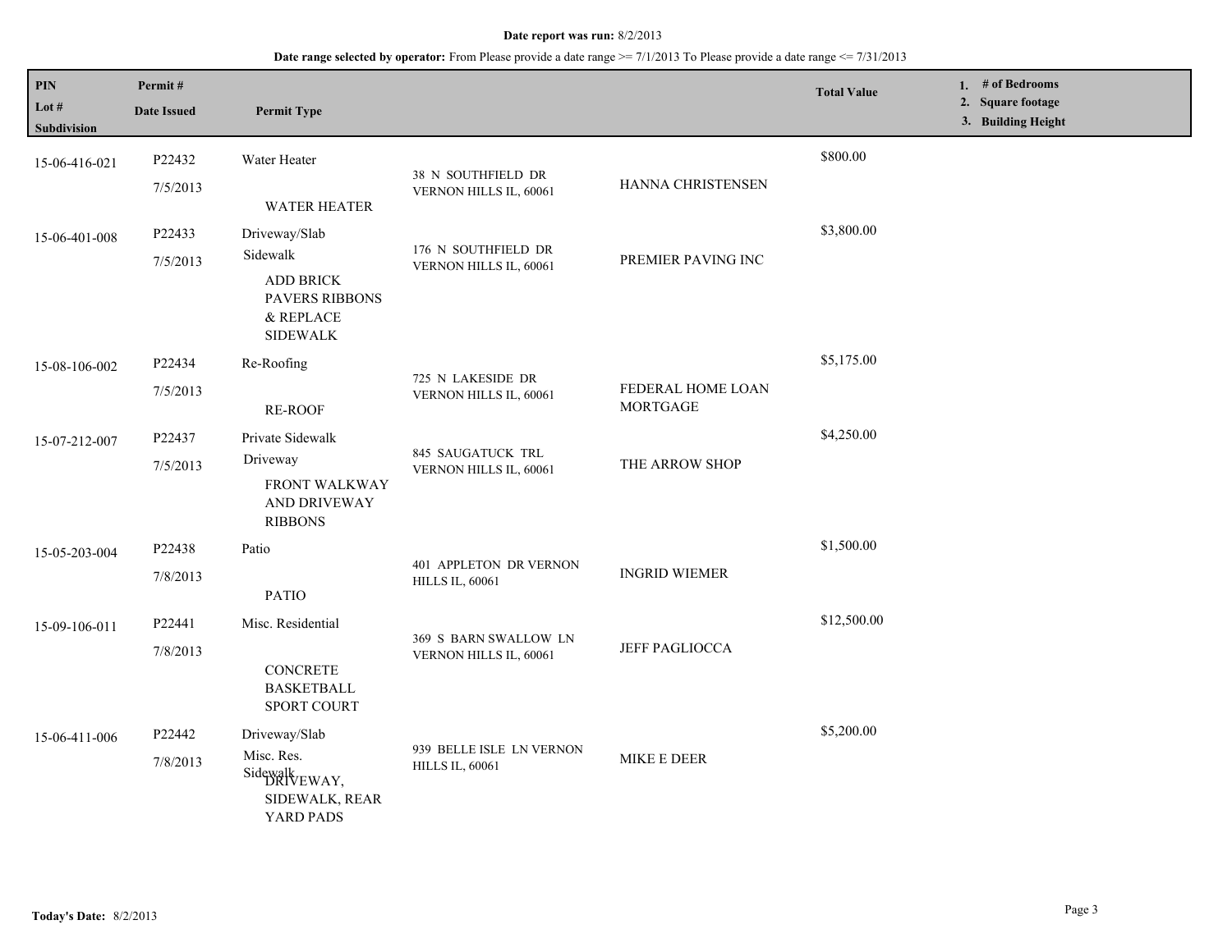**Date report was run:** 8/2/2013

**Date range selected by operator:** From Please provide a date range >= 7/1/2013 To Please provide a date range <= 7/31/2013

| PIN / Lot # / Subdivision | Permit # / Date Issued | Permit Type | | | Total Value | 1. # of Bedrooms 2. Square footage 3. Building Height |
|---|---|---|---|---|---|---|
| 15-06-416-021 | P22432 7/5/2013 | Water Heater WATER HEATER | 38 N SOUTHFIELD DR VERNON HILLS IL, 60061 | HANNA CHRISTENSEN | $800.00 | |
| 15-06-401-008 | P22433 7/5/2013 | Driveway/Slab Sidewalk ADD BRICK PAVERS RIBBONS & REPLACE SIDEWALK | 176 N SOUTHFIELD DR VERNON HILLS IL, 60061 | PREMIER PAVING INC | $3,800.00 | |
| 15-08-106-002 | P22434 7/5/2013 | Re-Roofing RE-ROOF | 725 N LAKESIDE DR VERNON HILLS IL, 60061 | FEDERAL HOME LOAN MORTGAGE | $5,175.00 | |
| 15-07-212-007 | P22437 7/5/2013 | Private Sidewalk Driveway FRONT WALKWAY AND DRIVEWAY RIBBONS | 845 SAUGATUCK TRL VERNON HILLS IL, 60061 | THE ARROW SHOP | $4,250.00 | |
| 15-05-203-004 | P22438 7/8/2013 | Patio PATIO | 401 APPLETON DR VERNON HILLS IL, 60061 | INGRID WIEMER | $1,500.00 | |
| 15-09-106-011 | P22441 7/8/2013 | Misc. Residential CONCRETE BASKETBALL SPORT COURT | 369 S BARN SWALLOW LN VERNON HILLS IL, 60061 | JEFF PAGLIOCCA | $12,500.00 | |
| 15-06-411-006 | P22442 7/8/2013 | Driveway/Slab Misc. Res. Sidewalk DRIVEWAY, SIDEWALK, REAR YARD PADS | 939 BELLE ISLE LN VERNON HILLS IL, 60061 | MIKE E DEER | $5,200.00 | |

**Today's Date:** 8/2/2013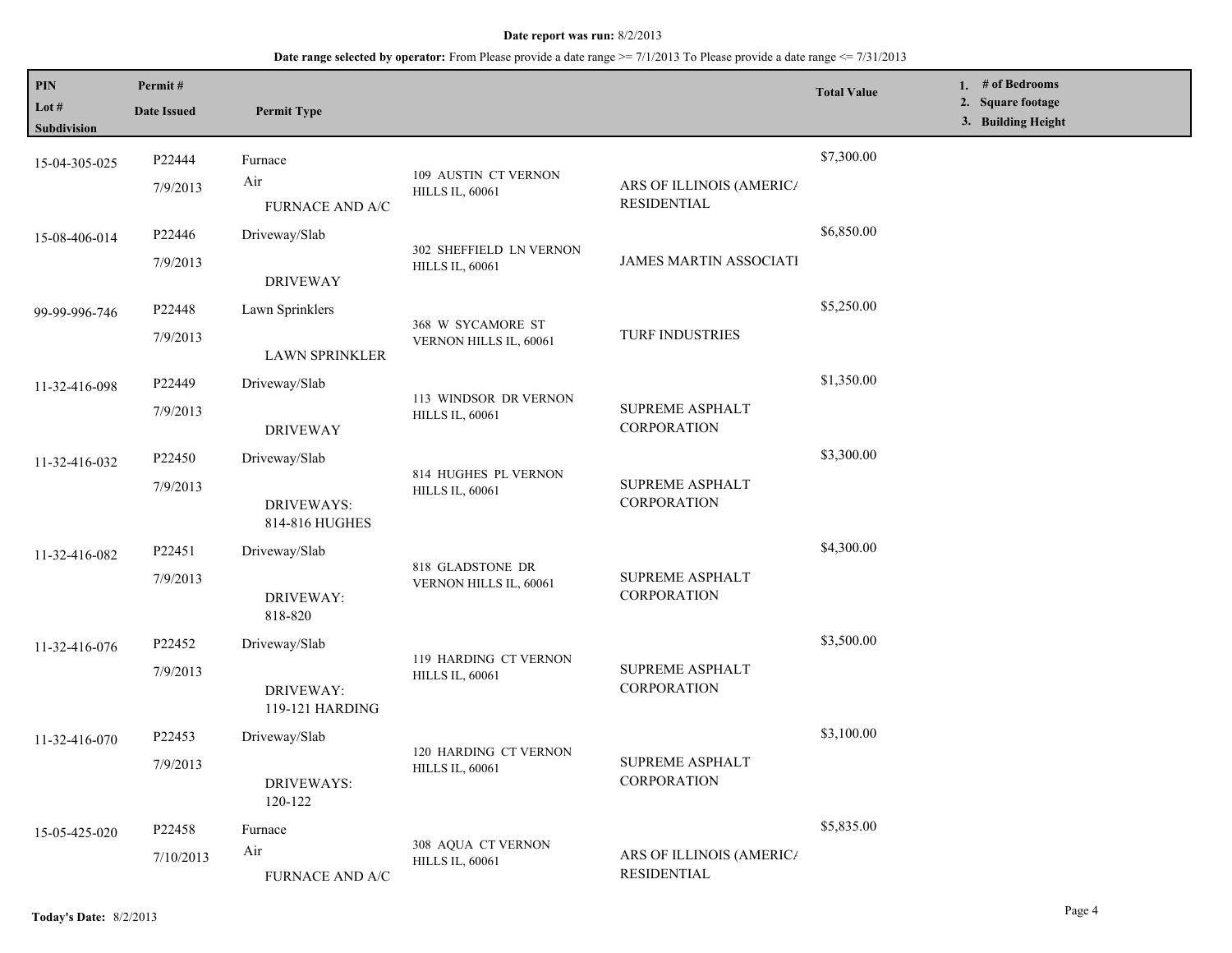**Date report was run:** 8/2/2013

**Date range selected by operator:** From Please provide a date range >= 7/1/2013 To Please provide a date range <= 7/31/2013

| PIN<br>Lot #<br>Subdivision | Permit #<br>Date Issued | Permit Type | | | Total Value | 1. # of Bedrooms<br>2. Square footage<br>3. Building Height |
|---|---|---|---|---|---|---|
| 15-04-305-025 | P22444<br>7/9/2013 | Furnace<br>Air<br>FURNACE AND A/C | 109 AUSTIN CT VERNON HILLS IL, 60061 | ARS OF ILLINOIS (AMERICA RESIDENTIAL | $7,300.00 | |
| 15-08-406-014 | P22446<br>7/9/2013 | Driveway/Slab<br>DRIVEWAY | 302 SHEFFIELD LN VERNON HILLS IL, 60061 | JAMES MARTIN ASSOCIATI | $6,850.00 | |
| 99-99-996-746 | P22448<br>7/9/2013 | Lawn Sprinklers<br>LAWN SPRINKLER | 368 W SYCAMORE ST VERNON HILLS IL, 60061 | TURF INDUSTRIES | $5,250.00 | |
| 11-32-416-098 | P22449<br>7/9/2013 | Driveway/Slab<br>DRIVEWAY | 113 WINDSOR DR VERNON HILLS IL, 60061 | SUPREME ASPHALT CORPORATION | $1,350.00 | |
| 11-32-416-032 | P22450<br>7/9/2013 | Driveway/Slab<br>DRIVEWAYS: 814-816 HUGHES | 814 HUGHES PL VERNON HILLS IL, 60061 | SUPREME ASPHALT CORPORATION | $3,300.00 | |
| 11-32-416-082 | P22451<br>7/9/2013 | Driveway/Slab<br>DRIVEWAY: 818-820 | 818 GLADSTONE DR VERNON HILLS IL, 60061 | SUPREME ASPHALT CORPORATION | $4,300.00 | |
| 11-32-416-076 | P22452<br>7/9/2013 | Driveway/Slab<br>DRIVEWAY: 119-121 HARDING | 119 HARDING CT VERNON HILLS IL, 60061 | SUPREME ASPHALT CORPORATION | $3,500.00 | |
| 11-32-416-070 | P22453<br>7/9/2013 | Driveway/Slab<br>DRIVEWAYS: 120-122 | 120 HARDING CT VERNON HILLS IL, 60061 | SUPREME ASPHALT CORPORATION | $3,100.00 | |
| 15-05-425-020 | P22458<br>7/10/2013 | Furnace<br>Air<br>FURNACE AND A/C | 308 AQUA CT VERNON HILLS IL, 60061 | ARS OF ILLINOIS (AMERICA RESIDENTIAL | $5,835.00 | |

**Today's Date:** 8/2/2013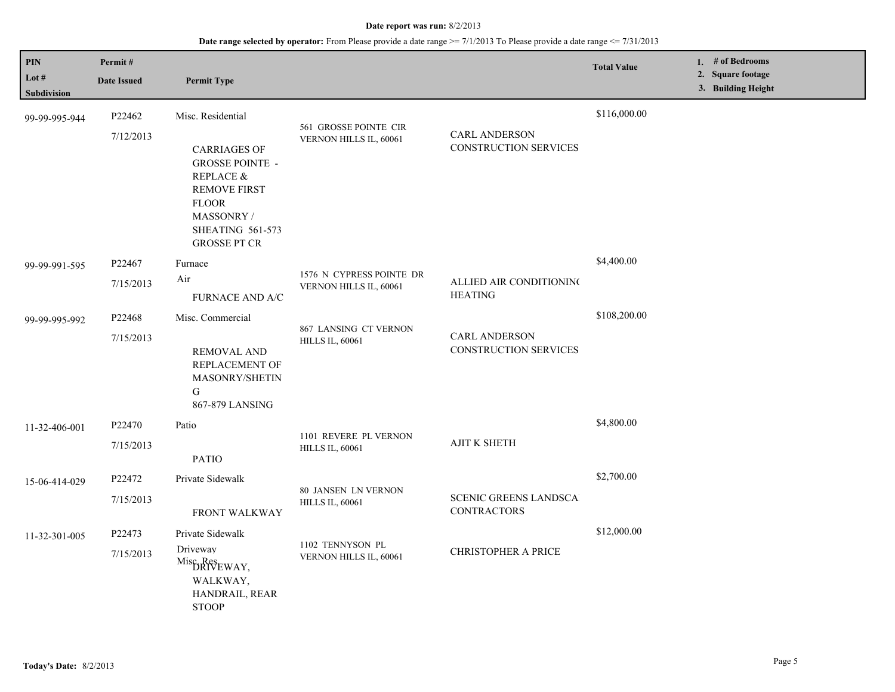**Date report was run:** 8/2/2013

**Date range selected by operator:** From Please provide a date range >= 7/1/2013 To Please provide a date range <= 7/31/2013

| PIN<br>Lot #<br>Subdivision | Permit #<br>Date Issued | Permit Type | | | Total Value | 1. # of Bedrooms<br>2. Square footage<br>3. Building Height |
|---|---|---|---|---|---|---|
| 99-99-995-944 | P22462<br>7/12/2013 | Misc. Residential<br><br>CARRIAGES OF GROSSE POINTE - REPLACE & REMOVE FIRST FLOOR MASSONRY / SHEATING 561-573 GROSSE PT CR | 561 GROSSE POINTE CIR VERNON HILLS IL, 60061 | CARL ANDERSON CONSTRUCTION SERVICES | $116,000.00 | |
| 99-99-991-595 | P22467<br>7/15/2013 | Furnace<br>Air<br>FURNACE AND A/C | 1576 N CYPRESS POINTE DR VERNON HILLS IL, 60061 | ALLIED AIR CONDITIONING HEATING | $4,400.00 | |
| 99-99-995-992 | P22468<br>7/15/2013 | Misc. Commercial<br><br>REMOVAL AND REPLACEMENT OF MASONRY/SHETING<br>867-879 LANSING | 867 LANSING CT VERNON HILLS IL, 60061 | CARL ANDERSON CONSTRUCTION SERVICES | $108,200.00 | |
| 11-32-406-001 | P22470<br>7/15/2013 | Patio<br><br>PATIO | 1101 REVERE PL VERNON HILLS IL, 60061 | AJIT K SHETH | $4,800.00 | |
| 15-06-414-029 | P22472<br>7/15/2013 | Private Sidewalk<br><br>FRONT WALKWAY | 80 JANSEN LN VERNON HILLS IL, 60061 | SCENIC GREENS LANDSCAPE CONTRACTORS | $2,700.00 | |
| 11-32-301-005 | P22473<br>7/15/2013 | Private Sidewalk<br>Driveway<br>Misc. Res.<br>DRIVEWAY, WALKWAY, HANDRAIL, REAR STOOP | 1102 TENNYSON PL VERNON HILLS IL, 60061 | CHRISTOPHER A PRICE | $12,000.00 | |

**Today's Date:** 8/2/2013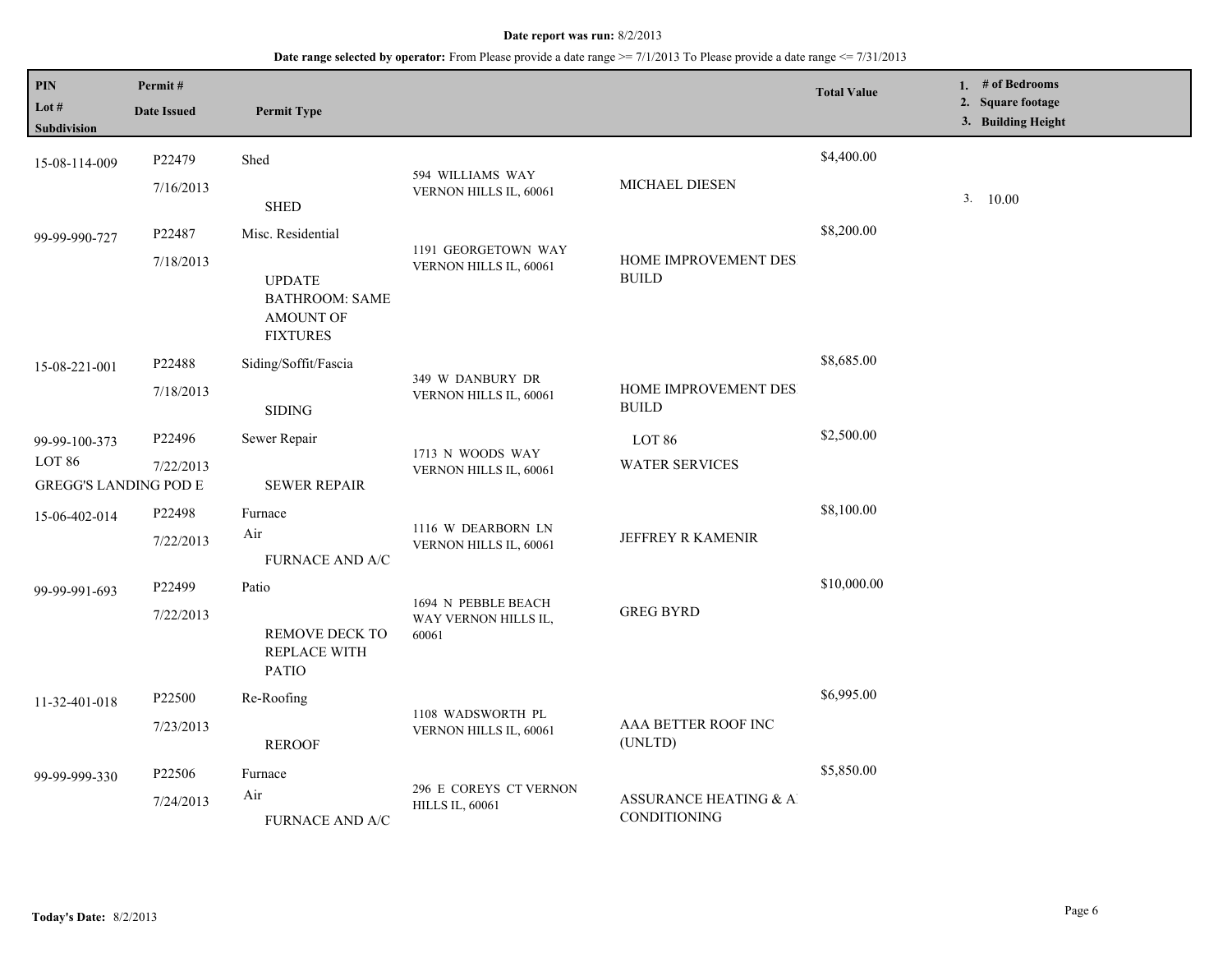**Date report was run:** 8/2/2013

**Date range selected by operator:** From Please provide a date range >= 7/1/2013 To Please provide a date range <= 7/31/2013

| PIN / Lot # / Subdivision | Permit # / Date Issued | Permit Type | | | Total Value | 1. # of Bedrooms 2. Square footage 3. Building Height |
|---|---|---|---|---|---|---|
| 15-08-114-009 | P22479 7/16/2013 | Shed SHED | 594 WILLIAMS WAY VERNON HILLS IL, 60061 | MICHAEL DIESEN | $4,400.00 | 3. 10.00 |
| 99-99-990-727 | P22487 7/18/2013 | Misc. Residential UPDATE BATHROOM: SAME AMOUNT OF FIXTURES | 1191 GEORGETOWN WAY VERNON HILLS IL, 60061 | HOME IMPROVEMENT DES BUILD | $8,200.00 | |
| 15-08-221-001 | P22488 7/18/2013 | Siding/Soffit/Fascia SIDING | 349 W DANBURY DR VERNON HILLS IL, 60061 | HOME IMPROVEMENT DES BUILD | $8,685.00 | |
| 99-99-100-373 LOT 86 GREGG'S LANDING POD E | P22496 7/22/2013 | Sewer Repair SEWER REPAIR | 1713 N WOODS WAY VERNON HILLS IL, 60061 | LOT 86 WATER SERVICES | $2,500.00 | |
| 15-06-402-014 | P22498 7/22/2013 | Furnace Air FURNACE AND A/C | 1116 W DEARBORN LN VERNON HILLS IL, 60061 | JEFFREY R KAMENIR | $8,100.00 | |
| 99-99-991-693 | P22499 7/22/2013 | Patio REMOVE DECK TO REPLACE WITH PATIO | 1694 N PEBBLE BEACH WAY VERNON HILLS IL, 60061 | GREG BYRD | $10,000.00 | |
| 11-32-401-018 | P22500 7/23/2013 | Re-Roofing REROOF | 1108 WADSWORTH PL VERNON HILLS IL, 60061 | AAA BETTER ROOF INC (UNLTD) | $6,995.00 | |
| 99-99-999-330 | P22506 7/24/2013 | Furnace Air FURNACE AND A/C | 296 E COREYS CT VERNON HILLS IL, 60061 | ASSURANCE HEATING & A CONDITIONING | $5,850.00 | |

**Today's Date:** 8/2/2013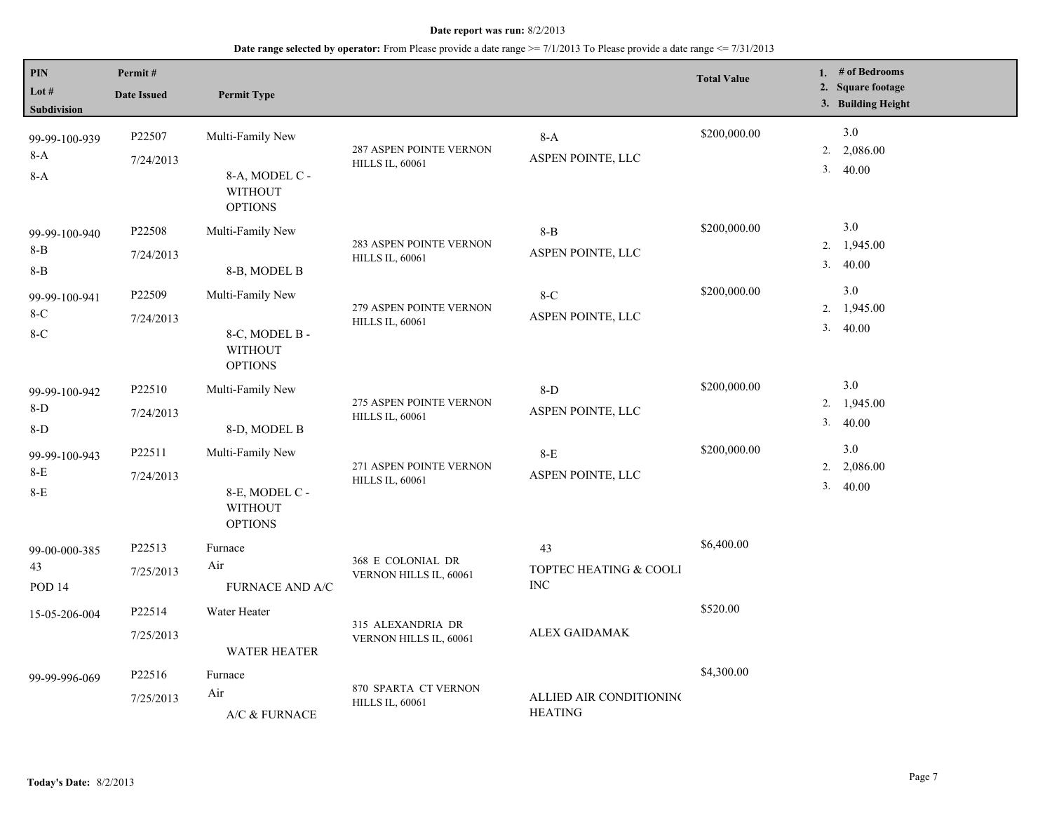**Date report was run:** 8/2/2013

**Date range selected by operator:** From Please provide a date range >= 7/1/2013 To Please provide a date range <= 7/31/2013

| PIN<br>Lot #<br>Subdivision | Permit #<br>Date Issued | Permit Type | | | Total Value | 1. # of Bedrooms<br>2. Square footage<br>3. Building Height |
|---|---|---|---|---|---|---|
| 99-99-100-939<br>8-A<br>8-A | P22507<br>7/24/2013 | Multi-Family New<br>8-A, MODEL C - WITHOUT OPTIONS | 287 ASPEN POINTE VERNON HILLS IL, 60061 | 8-A<br>ASPEN POINTE, LLC | $200,000.00 | 3.0<br>2. 2,086.00<br>3. 40.00 |
| 99-99-100-940<br>8-B<br>8-B | P22508<br>7/24/2013 | Multi-Family New<br>8-B, MODEL B | 283 ASPEN POINTE VERNON HILLS IL, 60061 | 8-B<br>ASPEN POINTE, LLC | $200,000.00 | 3.0<br>2. 1,945.00<br>3. 40.00 |
| 99-99-100-941<br>8-C<br>8-C | P22509<br>7/24/2013 | Multi-Family New<br>8-C, MODEL B - WITHOUT OPTIONS | 279 ASPEN POINTE VERNON HILLS IL, 60061 | 8-C<br>ASPEN POINTE, LLC | $200,000.00 | 3.0<br>2. 1,945.00<br>3. 40.00 |
| 99-99-100-942<br>8-D<br>8-D | P22510<br>7/24/2013 | Multi-Family New<br>8-D, MODEL B | 275 ASPEN POINTE VERNON HILLS IL, 60061 | 8-D<br>ASPEN POINTE, LLC | $200,000.00 | 3.0<br>2. 1,945.00<br>3. 40.00 |
| 99-99-100-943<br>8-E<br>8-E | P22511<br>7/24/2013 | Multi-Family New<br>8-E, MODEL C - WITHOUT OPTIONS | 271 ASPEN POINTE VERNON HILLS IL, 60061 | 8-E<br>ASPEN POINTE, LLC | $200,000.00 | 3.0<br>2. 2,086.00<br>3. 40.00 |
| 99-00-000-385<br>43<br>POD 14 | P22513<br>7/25/2013 | Furnace<br>Air<br>FURNACE AND A/C | 368 E COLONIAL DR VERNON HILLS IL, 60061 | 43<br>TOPTEC HEATING & COOLI INC | $6,400.00 | |
| 15-05-206-004 | P22514<br>7/25/2013 | Water Heater<br>WATER HEATER | 315 ALEXANDRIA DR VERNON HILLS IL, 60061 | ALEX GAIDAMAK | $520.00 | |
| 99-99-996-069 | P22516<br>7/25/2013 | Furnace<br>Air<br>A/C & FURNACE | 870 SPARTA CT VERNON HILLS IL, 60061 | ALLIED AIR CONDITIONING HEATING | $4,300.00 | |

**Today's Date:** 8/2/2013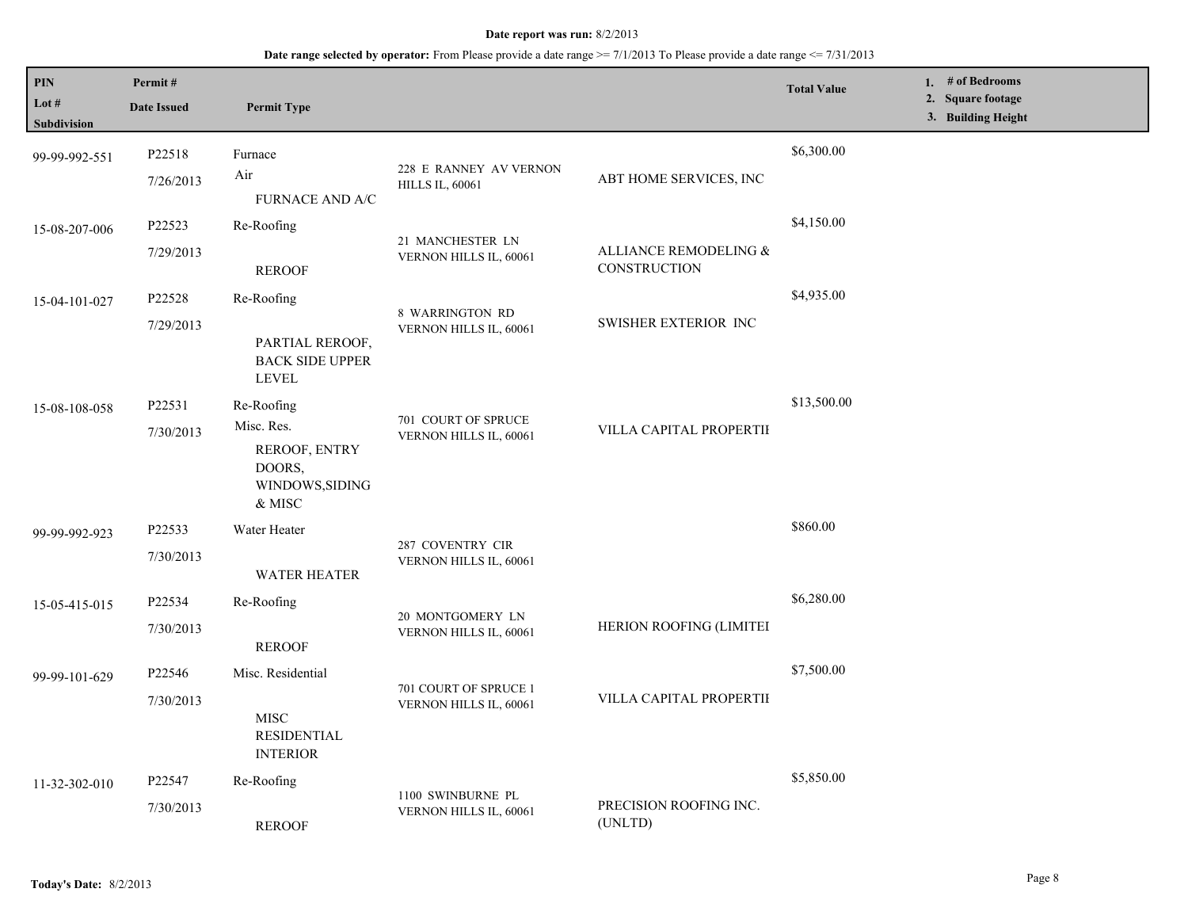**Date report was run:** 8/2/2013

**Date range selected by operator:** From Please provide a date range >= 7/1/2013 To Please provide a date range <= 7/31/2013

| PIN / Lot # / Subdivision | Permit # / Date Issued | Permit Type | | | Total Value | 1. # of Bedrooms 2. Square footage 3. Building Height |
|---|---|---|---|---|---|---|
| 99-99-992-551 | P22518 7/26/2013 | Furnace Air FURNACE AND A/C | 228 E RANNEY AV VERNON HILLS IL, 60061 | ABT HOME SERVICES, INC | $6,300.00 | |
| 15-08-207-006 | P22523 7/29/2013 | Re-Roofing REROOF | 21 MANCHESTER LN VERNON HILLS IL, 60061 | ALLIANCE REMODELING & CONSTRUCTION | $4,150.00 | |
| 15-04-101-027 | P22528 7/29/2013 | Re-Roofing PARTIAL REROOF, BACK SIDE UPPER LEVEL | 8 WARRINGTON RD VERNON HILLS IL, 60061 | SWISHER EXTERIOR INC | $4,935.00 | |
| 15-08-108-058 | P22531 7/30/2013 | Re-Roofing Misc. Res. REROOF, ENTRY DOORS, WINDOWS,SIDING & MISC | 701 COURT OF SPRUCE VERNON HILLS IL, 60061 | VILLA CAPITAL PROPERTII | $13,500.00 | |
| 99-99-992-923 | P22533 7/30/2013 | Water Heater WATER HEATER | 287 COVENTRY CIR VERNON HILLS IL, 60061 | | $860.00 | |
| 15-05-415-015 | P22534 7/30/2013 | Re-Roofing REROOF | 20 MONTGOMERY LN VERNON HILLS IL, 60061 | HERION ROOFING (LIMITEI | $6,280.00 | |
| 99-99-101-629 | P22546 7/30/2013 | Misc. Residential MISC RESIDENTIAL INTERIOR | 701 COURT OF SPRUCE 1 VERNON HILLS IL, 60061 | VILLA CAPITAL PROPERTII | $7,500.00 | |
| 11-32-302-010 | P22547 7/30/2013 | Re-Roofing REROOF | 1100 SWINBURNE PL VERNON HILLS IL, 60061 | PRECISION ROOFING INC. (UNLTD) | $5,850.00 | |

**Today's Date:** 8/2/2013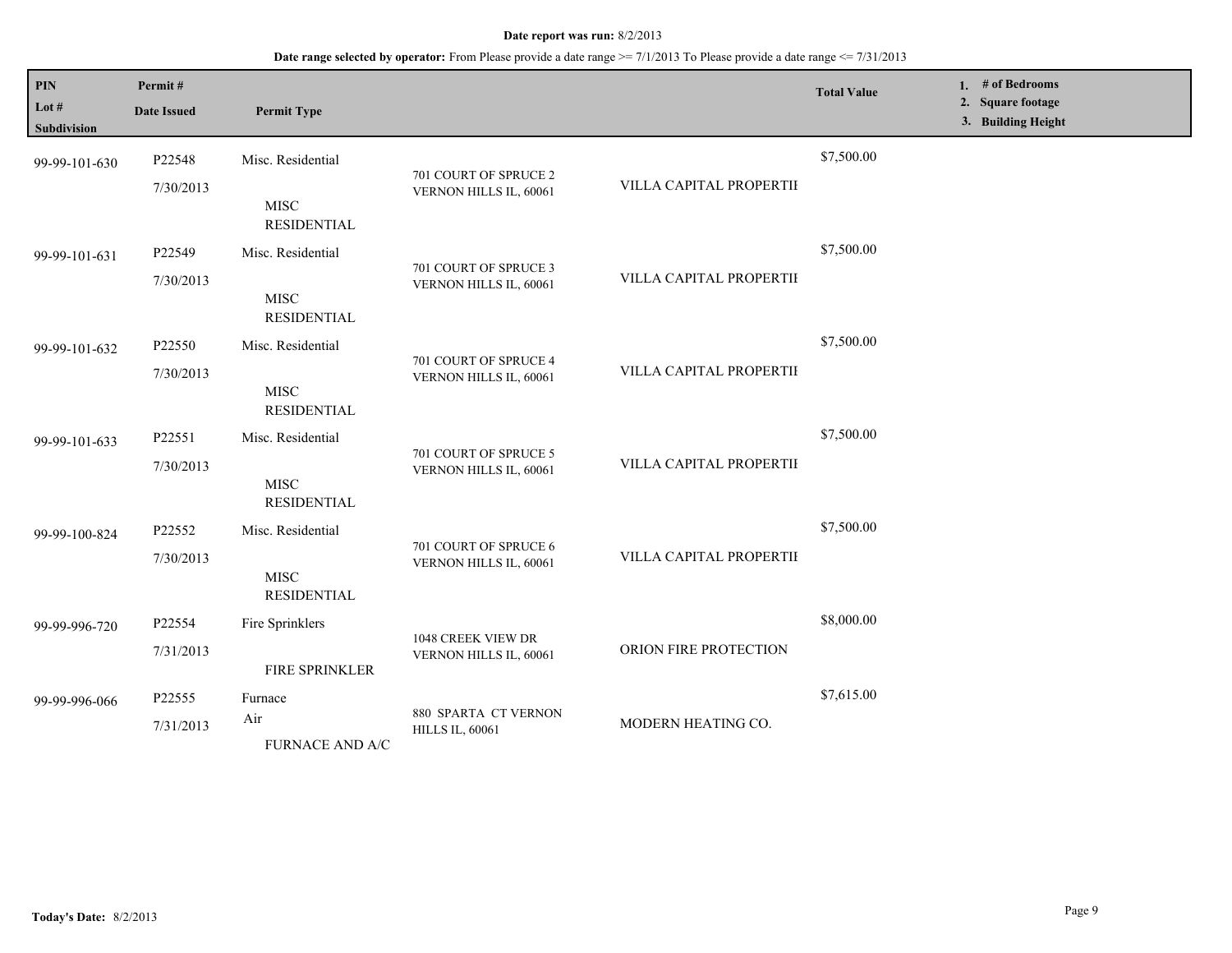**Date report was run:** 8/2/2013

**Date range selected by operator:** From Please provide a date range >= 7/1/2013 To Please provide a date range <= 7/31/2013

| PIN<br>Lot #<br>Subdivision | Permit #<br>Date Issued | Permit Type | | | Total Value | 1. # of Bedrooms<br>2. Square footage<br>3. Building Height |
|---|---|---|---|---|---|---|
| 99-99-101-630 | P22548<br>7/30/2013 | Misc. Residential<br>MISC RESIDENTIAL | 701 COURT OF SPRUCE 2<br>VERNON HILLS IL, 60061 | VILLA CAPITAL PROPERTII | $7,500.00 | |
| 99-99-101-631 | P22549<br>7/30/2013 | Misc. Residential<br>MISC RESIDENTIAL | 701 COURT OF SPRUCE 3<br>VERNON HILLS IL, 60061 | VILLA CAPITAL PROPERTII | $7,500.00 | |
| 99-99-101-632 | P22550<br>7/30/2013 | Misc. Residential<br>MISC RESIDENTIAL | 701 COURT OF SPRUCE 4<br>VERNON HILLS IL, 60061 | VILLA CAPITAL PROPERTII | $7,500.00 | |
| 99-99-101-633 | P22551<br>7/30/2013 | Misc. Residential<br>MISC RESIDENTIAL | 701 COURT OF SPRUCE 5<br>VERNON HILLS IL, 60061 | VILLA CAPITAL PROPERTII | $7,500.00 | |
| 99-99-100-824 | P22552<br>7/30/2013 | Misc. Residential<br>MISC RESIDENTIAL | 701 COURT OF SPRUCE 6<br>VERNON HILLS IL, 60061 | VILLA CAPITAL PROPERTII | $7,500.00 | |
| 99-99-996-720 | P22554<br>7/31/2013 | Fire Sprinklers<br>FIRE SPRINKLER | 1048 CREEK VIEW DR<br>VERNON HILLS IL, 60061 | ORION FIRE PROTECTION | $8,000.00 | |
| 99-99-996-066 | P22555<br>7/31/2013 | Furnace<br>Air<br>FURNACE AND A/C | 880 SPARTA CT VERNON HILLS IL, 60061 | MODERN HEATING CO. | $7,615.00 | |

**Today's Date:** 8/2/2013